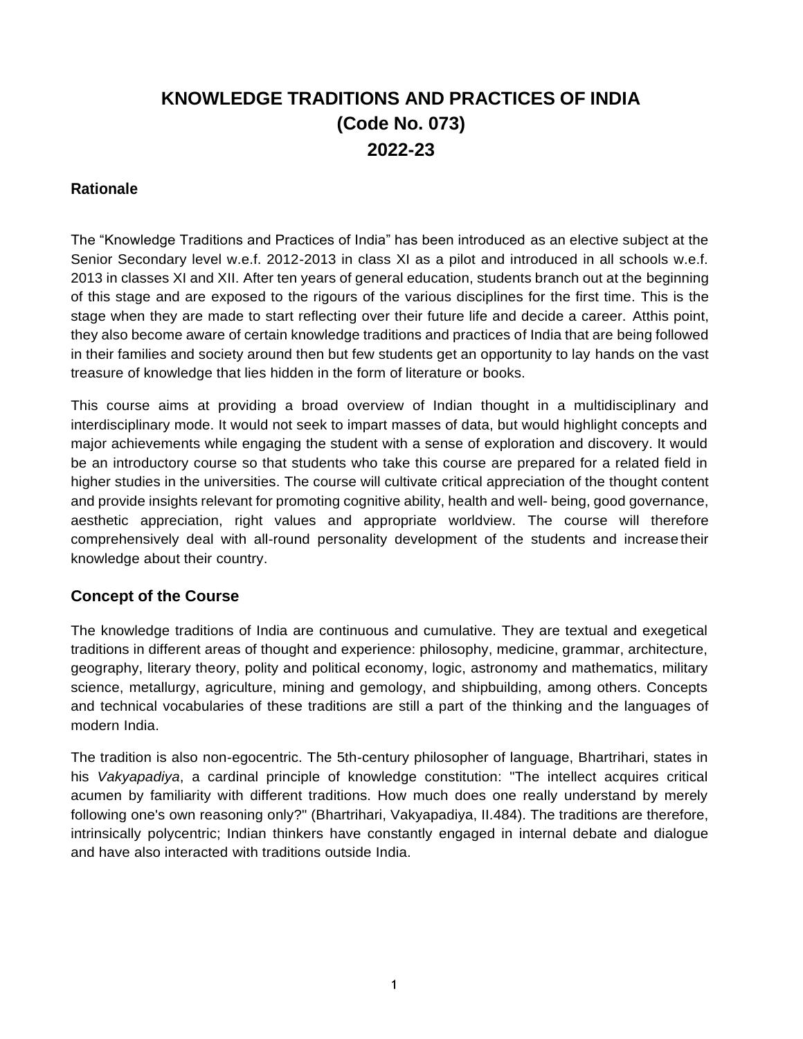# KNOWLEDGE TRADITIONS AND PRACTICES OF INDIA
# (Code No. 073)
# 2022-23

## Rationale

The "Knowledge Traditions and Practices of India" has been introduced as an elective subject at the Senior Secondary level w.e.f. 2012-2013 in class XI as a pilot and introduced in all schools w.e.f. 2013 in classes XI and XII. After ten years of general education, students branch out at the beginning of this stage and are exposed to the rigours of the various disciplines for the first time. This is the stage when they are made to start reflecting over their future life and decide a career. Atthis point, they also become aware of certain knowledge traditions and practices of India that are being followed in their families and society around then but few students get an opportunity to lay hands on the vast treasure of knowledge that lies hidden in the form of literature or books.

This course aims at providing a broad overview of Indian thought in a multidisciplinary and interdisciplinary mode. It would not seek to impart masses of data, but would highlight concepts and major achievements while engaging the student with a sense of exploration and discovery. It would be an introductory course so that students who take this course are prepared for a related field in higher studies in the universities. The course will cultivate critical appreciation of the thought content and provide insights relevant for promoting cognitive ability, health and well- being, good governance, aesthetic appreciation, right values and appropriate worldview. The course will therefore comprehensively deal with all-round personality development of the students and increase their knowledge about their country.

## Concept of the Course

The knowledge traditions of India are continuous and cumulative. They are textual and exegetical traditions in different areas of thought and experience: philosophy, medicine, grammar, architecture, geography, literary theory, polity and political economy, logic, astronomy and mathematics, military science, metallurgy, agriculture, mining and gemology, and shipbuilding, among others. Concepts and technical vocabularies of these traditions are still a part of the thinking and the languages of modern India.

The tradition is also non-egocentric. The 5th-century philosopher of language, Bhartrihari, states in his *Vakyapadiya*, a cardinal principle of knowledge constitution: "The intellect acquires critical acumen by familiarity with different traditions. How much does one really understand by merely following one's own reasoning only?" (Bhartrihari, Vakyapadiya, II.484). The traditions are therefore, intrinsically polycentric; Indian thinkers have constantly engaged in internal debate and dialogue and have also interacted with traditions outside India.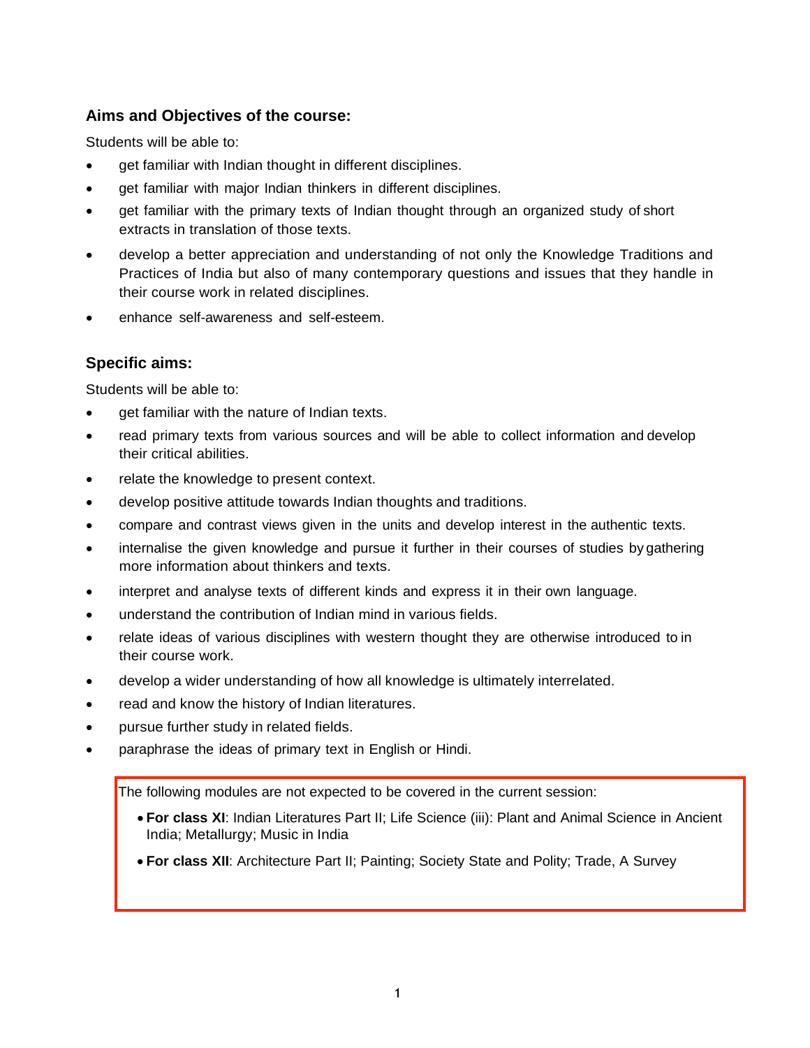## Aims and Objectives of the course:

Students will be able to:

- get familiar with Indian thought in different disciplines.
- get familiar with major Indian thinkers in different disciplines.
- get familiar with the primary texts of Indian thought through an organized study of short extracts in translation of those texts.
- develop a better appreciation and understanding of not only the Knowledge Traditions and Practices of India but also of many contemporary questions and issues that they handle in their course work in related disciplines.
- enhance self-awareness and self-esteem.

## Specific aims:

Students will be able to:

- get familiar with the nature of Indian texts.
- read primary texts from various sources and will be able to collect information and develop their critical abilities.
- relate the knowledge to present context.
- develop positive attitude towards Indian thoughts and traditions.
- compare and contrast views given in the units and develop interest in the authentic texts.
- internalise the given knowledge and pursue it further in their courses of studies by gathering more information about thinkers and texts.
- interpret and analyse texts of different kinds and express it in their own language.
- understand the contribution of Indian mind in various fields.
- relate ideas of various disciplines with western thought they are otherwise introduced to in their course work.
- develop a wider understanding of how all knowledge is ultimately interrelated.
- read and know the history of Indian literatures.
- pursue further study in related fields.
- paraphrase the ideas of primary text in English or Hindi.

The following modules are not expected to be covered in the current session:

- **For class XI**: Indian Literatures Part II; Life Science (iii): Plant and Animal Science in Ancient India; Metallurgy; Music in India
- **For class XII**: Architecture Part II; Painting; Society State and Polity; Trade, A Survey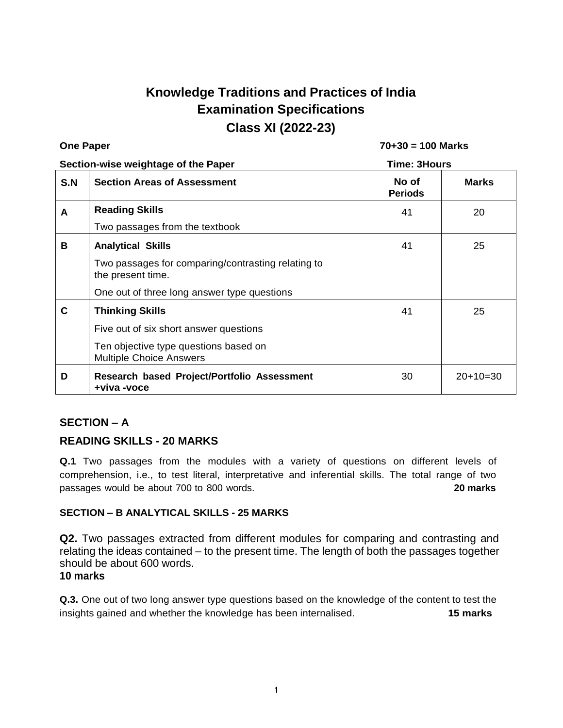# Knowledge Traditions and Practices of India
## Examination Specifications
## Class XI (2022-23)

**One Paper** **70+30 = 100 Marks**

**Section-wise weightage of the Paper** **Time: 3Hours**

| S.N | Section Areas of Assessment | No of Periods | Marks |
|---|---|---|---|
| **A** | **Reading Skills**<br>Two passages from the textbook | 41 | 20 |
| **B** | **Analytical Skills**<br>Two passages for comparing/contrasting relating to the present time.<br>One out of three long answer type questions | 41 | 25 |
| **C** | **Thinking Skills**<br>Five out of six short answer questions<br>Ten objective type questions based on Multiple Choice Answers | 41 | 25 |
| **D** | **Research based Project/Portfolio Assessment +viva -voce** | 30 | 20+10=30 |

## SECTION – A

## READING SKILLS - 20 MARKS

**Q.1** Two passages from the modules with a variety of questions on different levels of comprehension, i.e., to test literal, interpretative and inferential skills. The total range of two passages would be about 700 to 800 words. **20 marks**

### SECTION – B ANALYTICAL SKILLS - 25 MARKS

**Q2.** Two passages extracted from different modules for comparing and contrasting and relating the ideas contained – to the present time. The length of both the passages together should be about 600 words.
**10 marks**

**Q.3.** One out of two long answer type questions based on the knowledge of the content to test the insights gained and whether the knowledge has been internalised. **15 marks**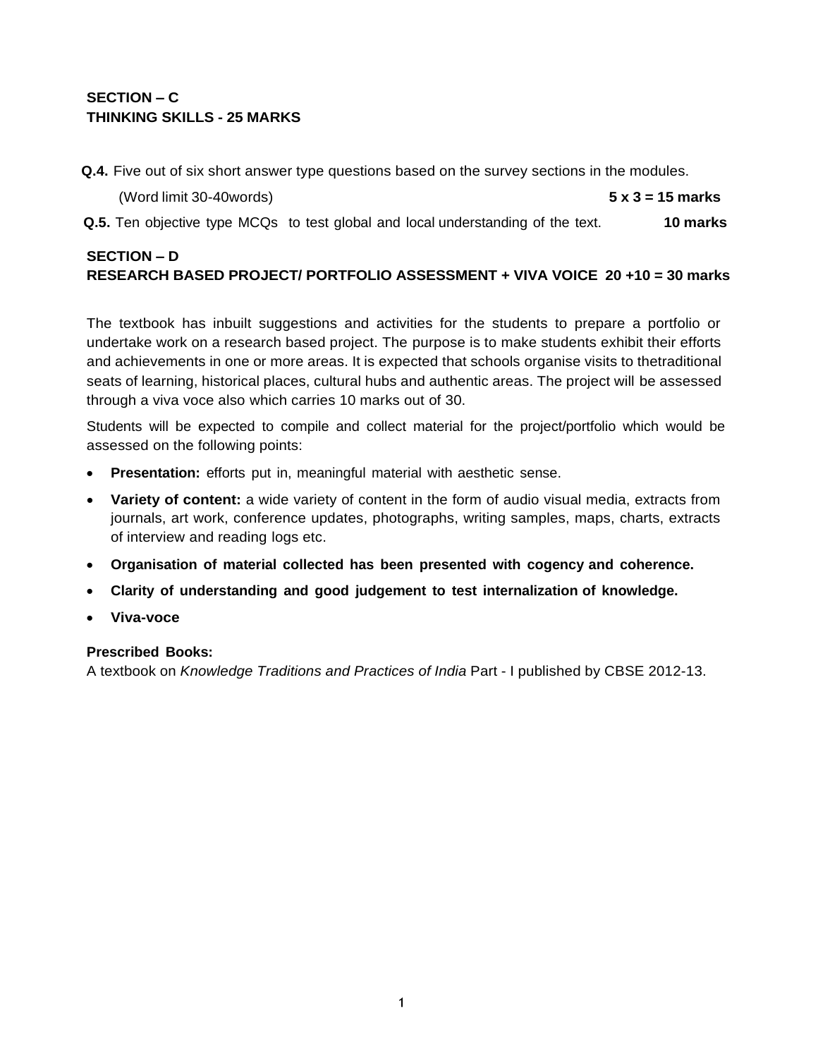**SECTION – C**
**THINKING SKILLS - 25 MARKS**

**Q.4.** Five out of six short answer type questions based on the survey sections in the modules.

(Word limit 30-40words) **5 x 3 = 15 marks**

**Q.5.** Ten objective type MCQs to test global and local understanding of the text. **10 marks**

**SECTION – D**
**RESEARCH BASED PROJECT/ PORTFOLIO ASSESSMENT + VIVA VOICE 20 +10 = 30 marks**

The textbook has inbuilt suggestions and activities for the students to prepare a portfolio or undertake work on a research based project. The purpose is to make students exhibit their efforts and achievements in one or more areas. It is expected that schools organise visits to thetraditional seats of learning, historical places, cultural hubs and authentic areas. The project will be assessed through a viva voce also which carries 10 marks out of 30.

Students will be expected to compile and collect material for the project/portfolio which would be assessed on the following points:

- **Presentation:** efforts put in, meaningful material with aesthetic sense.
- **Variety of content:** a wide variety of content in the form of audio visual media, extracts from journals, art work, conference updates, photographs, writing samples, maps, charts, extracts of interview and reading logs etc.
- **Organisation of material collected has been presented with cogency and coherence.**
- **Clarity of understanding and good judgement to test internalization of knowledge.**
- **Viva-voce**

**Prescribed Books:**
A textbook on *Knowledge Traditions and Practices of India* Part - I published by CBSE 2012-13.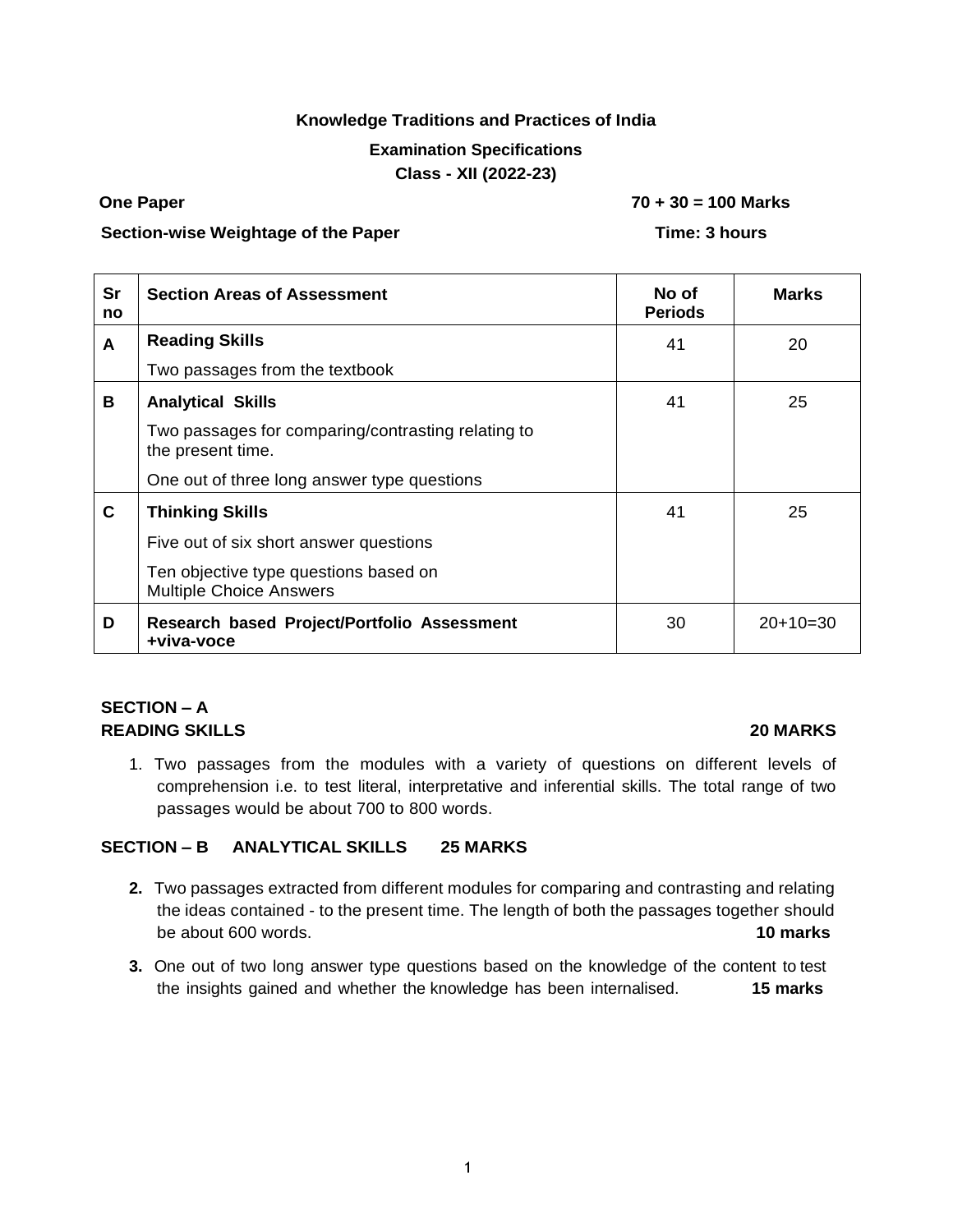**Knowledge Traditions and Practices of India**

**Examination Specifications**

**Class - XII (2022-23)**

**One Paper** **70 + 30 = 100 Marks**

**Section-wise Weightage of the Paper** **Time: 3 hours**

| Sr no | Section Areas of Assessment | No of Periods | Marks |
|---|---|---|---|
| A | **Reading Skills**<br>Two passages from the textbook | 41 | 20 |
| B | **Analytical Skills**<br>Two passages for comparing/contrasting relating to the present time.<br>One out of three long answer type questions | 41 | 25 |
| C | **Thinking Skills**<br>Five out of six short answer questions<br>Ten objective type questions based on Multiple Choice Answers | 41 | 25 |
| D | **Research based Project/Portfolio Assessment +viva-voce** | 30 | 20+10=30 |

**SECTION – A**
**READING SKILLS** **20 MARKS**

1. Two passages from the modules with a variety of questions on different levels of comprehension i.e. to test literal, interpretative and inferential skills. The total range of two passages would be about 700 to 800 words.

**SECTION – B ANALYTICAL SKILLS 25 MARKS**

2. Two passages extracted from different modules for comparing and contrasting and relating the ideas contained - to the present time. The length of both the passages together should be about 600 words. **10 marks**

3. One out of two long answer type questions based on the knowledge of the content to test the insights gained and whether the knowledge has been internalised. **15 marks**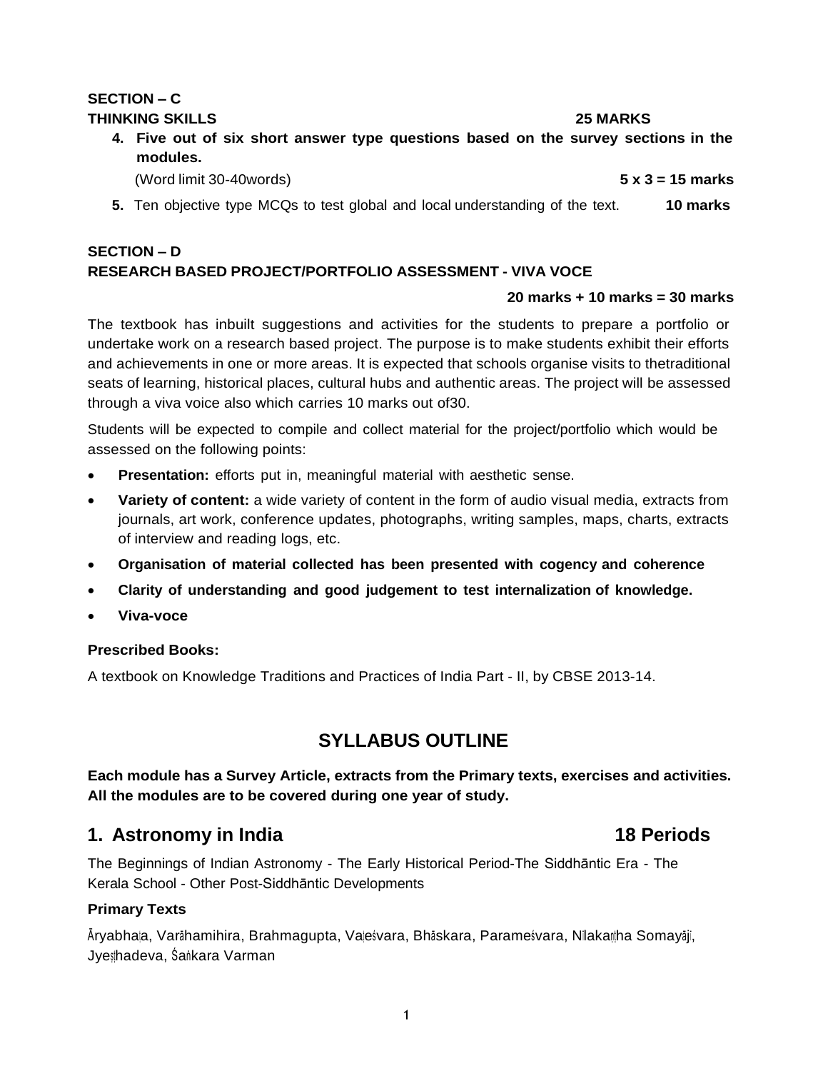**SECTION – C**
**THINKING SKILLS** **25 MARKS**

4. **Five out of six short answer type questions based on the survey sections in the modules.**
   (Word limit 30-40words) **5 x 3 = 15 marks**

5. Ten objective type MCQs to test global and local understanding of the text. **10 marks**

**SECTION – D**
**RESEARCH BASED PROJECT/PORTFOLIO ASSESSMENT - VIVA VOCE**

**20 marks + 10 marks = 30 marks**

The textbook has inbuilt suggestions and activities for the students to prepare a portfolio or undertake work on a research based project. The purpose is to make students exhibit their efforts and achievements in one or more areas. It is expected that schools organise visits to thetraditional seats of learning, historical places, cultural hubs and authentic areas. The project will be assessed through a viva voice also which carries 10 marks out of30.

Students will be expected to compile and collect material for the project/portfolio which would be assessed on the following points:

- **Presentation:** efforts put in, meaningful material with aesthetic sense.
- **Variety of content:** a wide variety of content in the form of audio visual media, extracts from journals, art work, conference updates, photographs, writing samples, maps, charts, extracts of interview and reading logs, etc.
- **Organisation of material collected has been presented with cogency and coherence**
- **Clarity of understanding and good judgement to test internalization of knowledge.**
- **Viva-voce**

**Prescribed Books:**

A textbook on Knowledge Traditions and Practices of India Part - II, by CBSE 2013-14.

## SYLLABUS OUTLINE

**Each module has a Survey Article, extracts from the Primary texts, exercises and activities. All the modules are to be covered during one year of study.**

## 1. Astronomy in India 18 Periods

The Beginnings of Indian Astronomy - The Early Historical Period-The Siddhāntic Era - The Kerala School - Other Post-Siddhāntic Developments

**Primary Texts**

Āryabhaṭa, Varāhamihira, Brahmagupta, Vaṭeśvara, Bhāskara, Parameśvara, Nīlakaṇṭha Somayājī, Jyeṣṭhadeva, Śaṅkara Varman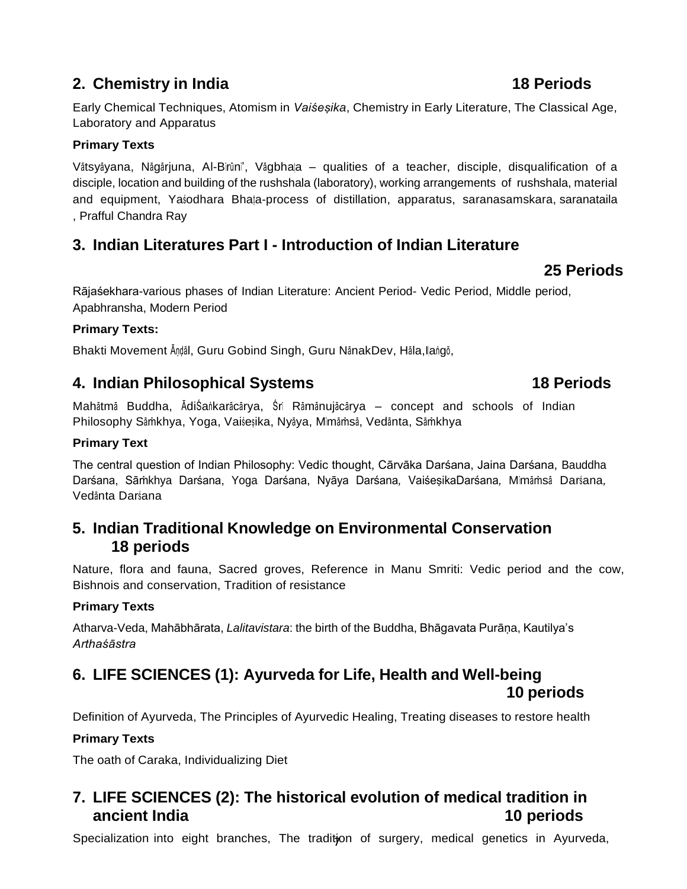## 2. Chemistry in India 18 Periods

Early Chemical Techniques, Atomism in *Vaiśeṣika*, Chemistry in Early Literature, The Classical Age, Laboratory and Apparatus

**Primary Texts**

Vâtsyâyana, Nâgârjuna, Al-Bīrūnī, Vâgbhaṭa – qualities of a teacher, disciple, disqualification of a disciple, location and building of the rushshala (laboratory), working arrangements of rushshala, material and equipment, Yaśodhara Bhaṭa-process of distillation, apparatus, saranasamskara, saranataila , Prafful Chandra Ray

## 3. Indian Literatures Part I - Introduction of Indian Literature

**25 Periods**

Rājaśekhara-various phases of Indian Literature: Ancient Period- Vedic Period, Middle period, Apabhransha, Modern Period

**Primary Texts:**

Bhakti Movement Āṇḍāl, Guru Gobind Singh, Guru NânakDev, Hâla,Iaṅgō,

## 4. Indian Philosophical Systems 18 Periods

Mahâtmâ Buddha, ĀdiŚaṅkarâcârya, Śrī Râmânujâcârya – concept and schools of Indian Philosophy Sâṁkhya, Yoga, Vaiśeṣika, Nyâya, Mīmâṁsâ, Vedânta, Sâṁkhya

**Primary Text**

The central question of Indian Philosophy: Vedic thought, Cārvāka Darśana, Jaina Darśana, Bauddha Darśana, Sāṁkhya Darśana, Yoga Darśana, Nyāya Darśana*,* VaiśeṣikaDarśana*,* Mīmâṁsâ Darśana*,* Vedânta Darśana

## 5. Indian Traditional Knowledge on Environmental Conservation 18 periods

Nature, flora and fauna, Sacred groves, Reference in Manu Smriti: Vedic period and the cow, Bishnois and conservation, Tradition of resistance

**Primary Texts**

Atharva-Veda, Mahābhārata, *Lalitavistara*: the birth of the Buddha, Bhāgavata Purāṇa, Kautilya's *Arthaśāstra*

## 6. LIFE SCIENCES (1): Ayurveda for Life, Health and Well-being 10 periods

Definition of Ayurveda, The Principles of Ayurvedic Healing, Treating diseases to restore health

**Primary Texts**

The oath of Caraka, Individualizing Diet

## 7. LIFE SCIENCES (2): The historical evolution of medical tradition in ancient India 10 periods

Specialization into eight branches, The tradition of surgery, medical genetics in Ayurveda,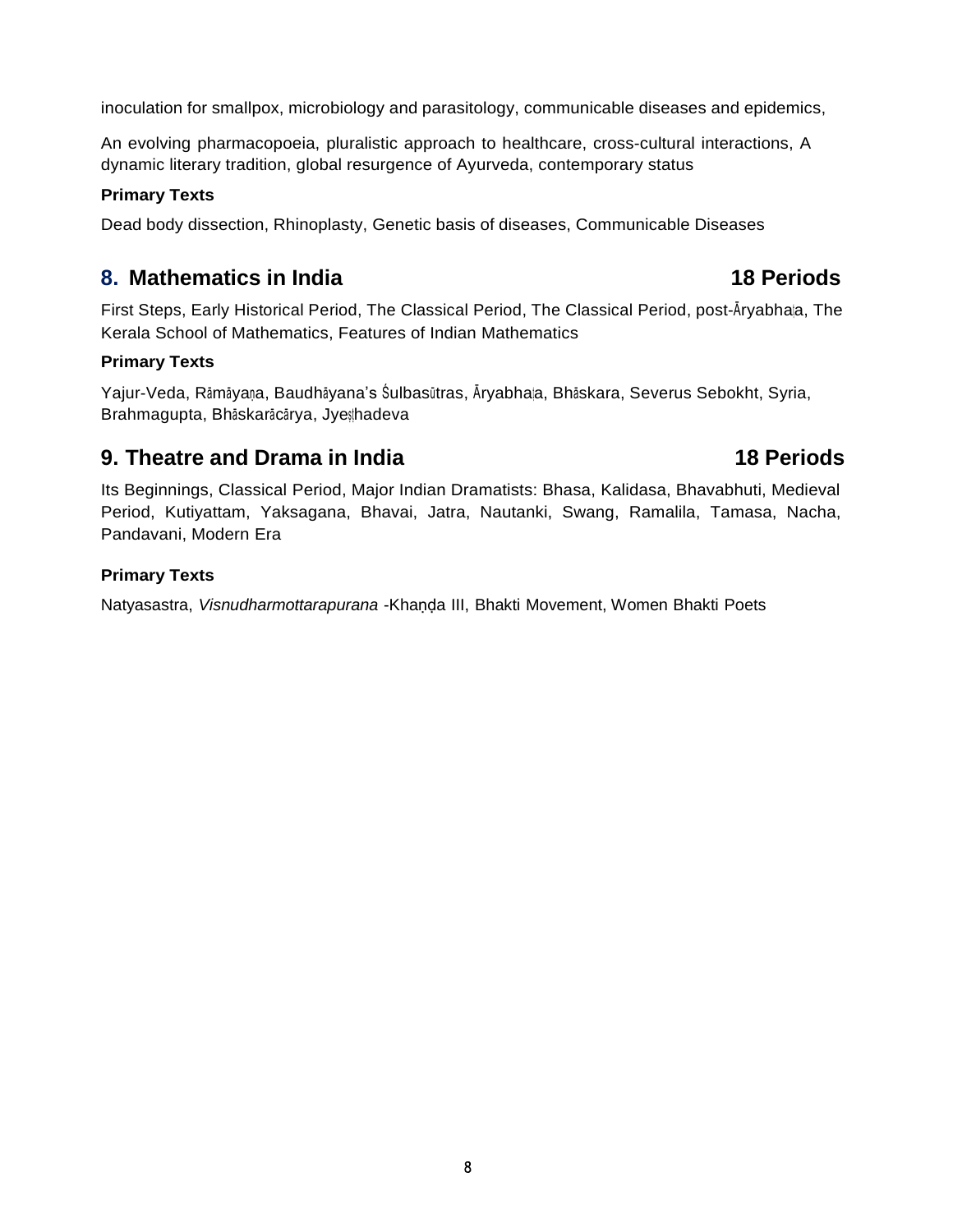inoculation for smallpox, microbiology and parasitology, communicable diseases and epidemics,

An evolving pharmacopoeia, pluralistic approach to healthcare, cross-cultural interactions, A dynamic literary tradition, global resurgence of Ayurveda, contemporary status

**Primary Texts**

Dead body dissection, Rhinoplasty, Genetic basis of diseases, Communicable Diseases

## 8. Mathematics in India — 18 Periods

First Steps, Early Historical Period, The Classical Period, The Classical Period, post-Āryabhaṭa, The Kerala School of Mathematics, Features of Indian Mathematics

**Primary Texts**

Yajur-Veda, Rāmāyaṇa, Baudhāyana's Śulbasūtras, Āryabhaṭa, Bhāskara, Severus Sebokht, Syria, Brahmagupta, Bhāskarācārya, Jyeṣṭhadeva

## 9. Theatre and Drama in India — 18 Periods

Its Beginnings, Classical Period, Major Indian Dramatists: Bhasa, Kalidasa, Bhavabhuti, Medieval Period, Kutiyattam, Yaksagana, Bhavai, Jatra, Nautanki, Swang, Ramalila, Tamasa, Nacha, Pandavani, Modern Era

**Primary Texts**

Natyasastra, *Visnudharmottarapurana* -Khaṇḍa III, Bhakti Movement, Women Bhakti Poets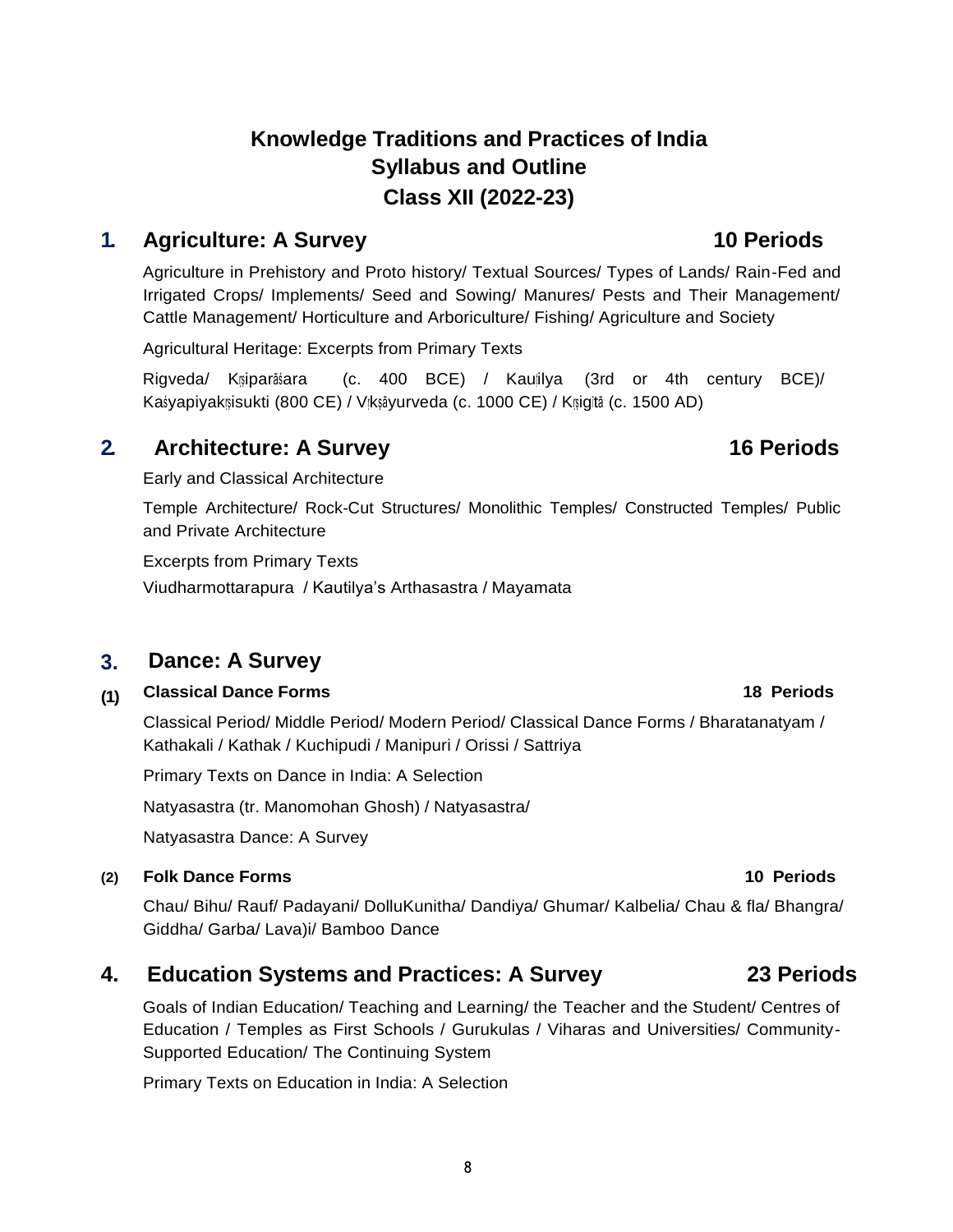# Knowledge Traditions and Practices of India
# Syllabus and Outline
# Class XII (2022-23)

## 1. Agriculture: A Survey — 10 Periods

Agriculture in Prehistory and Proto history/ Textual Sources/ Types of Lands/ Rain-Fed and Irrigated Crops/ Implements/ Seed and Sowing/ Manures/ Pests and Their Management/ Cattle Management/ Horticulture and Arboriculture/ Fishing/ Agriculture and Society

Agricultural Heritage: Excerpts from Primary Texts

Rigveda/ Kṛiparāśara (c. 400 BCE) / Kauṭilya (3rd or 4th century BCE)/ Kaśyapiyakṛisukti (800 CE) / Vṛkṣāyurveda (c. 1000 CE) / Kṛigītā (c. 1500 AD)

## 2. Architecture: A Survey — 16 Periods

Early and Classical Architecture

Temple Architecture/ Rock-Cut Structures/ Monolithic Temples/ Constructed Temples/ Public and Private Architecture

Excerpts from Primary Texts

Viudharmottarapura / Kautilya's Arthasastra / Mayamata

## 3. Dance: A Survey

### (1) Classical Dance Forms — 18 Periods

Classical Period/ Middle Period/ Modern Period/ Classical Dance Forms / Bharatanatyam / Kathakali / Kathak / Kuchipudi / Manipuri / Orissi / Sattriya

Primary Texts on Dance in India: A Selection

Natyasastra (tr. Manomohan Ghosh) / Natyasastra/

Natyasastra Dance: A Survey

### (2) Folk Dance Forms — 10 Periods

Chau/ Bihu/ Rauf/ Padayani/ DolluKunitha/ Dandiya/ Ghumar/ Kalbelia/ Chau & fla/ Bhangra/ Giddha/ Garba/ Lava)i/ Bamboo Dance

## 4. Education Systems and Practices: A Survey — 23 Periods

Goals of Indian Education/ Teaching and Learning/ the Teacher and the Student/ Centres of Education / Temples as First Schools / Gurukulas / Viharas and Universities/ Community-Supported Education/ The Continuing System

Primary Texts on Education in India: A Selection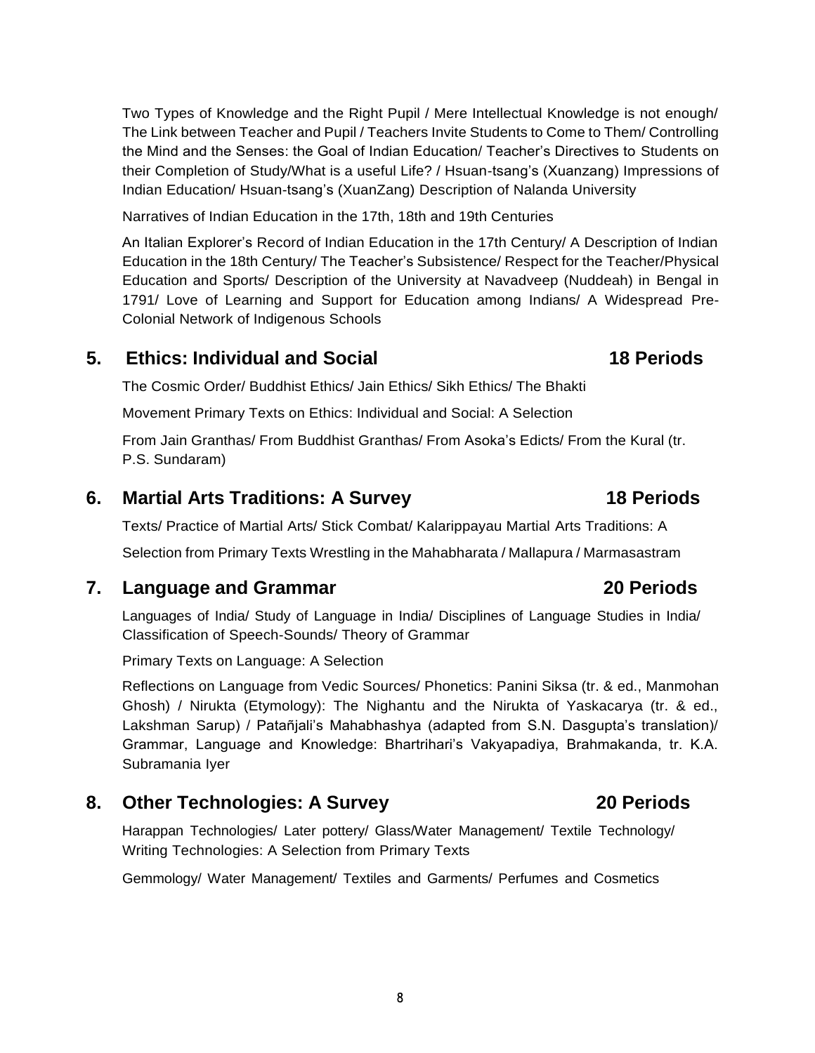Two Types of Knowledge and the Right Pupil / Mere Intellectual Knowledge is not enough/ The Link between Teacher and Pupil / Teachers Invite Students to Come to Them/ Controlling the Mind and the Senses: the Goal of Indian Education/ Teacher's Directives to Students on their Completion of Study/What is a useful Life? / Hsuan-tsang's (Xuanzang) Impressions of Indian Education/ Hsuan-tsang's (XuanZang) Description of Nalanda University

Narratives of Indian Education in the 17th, 18th and 19th Centuries

An Italian Explorer's Record of Indian Education in the 17th Century/ A Description of Indian Education in the 18th Century/ The Teacher's Subsistence/ Respect for the Teacher/Physical Education and Sports/ Description of the University at Navadveep (Nuddeah) in Bengal in 1791/ Love of Learning and Support for Education among Indians/ A Widespread Pre-Colonial Network of Indigenous Schools

## 5. Ethics: Individual and Social 18 Periods

The Cosmic Order/ Buddhist Ethics/ Jain Ethics/ Sikh Ethics/ The Bhakti

Movement Primary Texts on Ethics: Individual and Social: A Selection

From Jain Granthas/ From Buddhist Granthas/ From Asoka's Edicts/ From the Kural (tr. P.S. Sundaram)

## 6. Martial Arts Traditions: A Survey 18 Periods

Texts/ Practice of Martial Arts/ Stick Combat/ Kalarippayau Martial Arts Traditions: A

Selection from Primary Texts Wrestling in the Mahabharata / Mallapura / Marmasastram

## 7. Language and Grammar 20 Periods

Languages of India/ Study of Language in India/ Disciplines of Language Studies in India/ Classification of Speech-Sounds/ Theory of Grammar

Primary Texts on Language: A Selection

Reflections on Language from Vedic Sources/ Phonetics: Panini Siksa (tr. & ed., Manmohan Ghosh) / Nirukta (Etymology): The Nighantu and the Nirukta of Yaskacarya (tr. & ed., Lakshman Sarup) / Patañjali's Mahabhashya (adapted from S.N. Dasgupta's translation)/ Grammar, Language and Knowledge: Bhartrihari's Vakyapadiya, Brahmakanda, tr. K.A. Subramania Iyer

## 8. Other Technologies: A Survey 20 Periods

Harappan Technologies/ Later pottery/ Glass/Water Management/ Textile Technology/ Writing Technologies: A Selection from Primary Texts

Gemmology/ Water Management/ Textiles and Garments/ Perfumes and Cosmetics